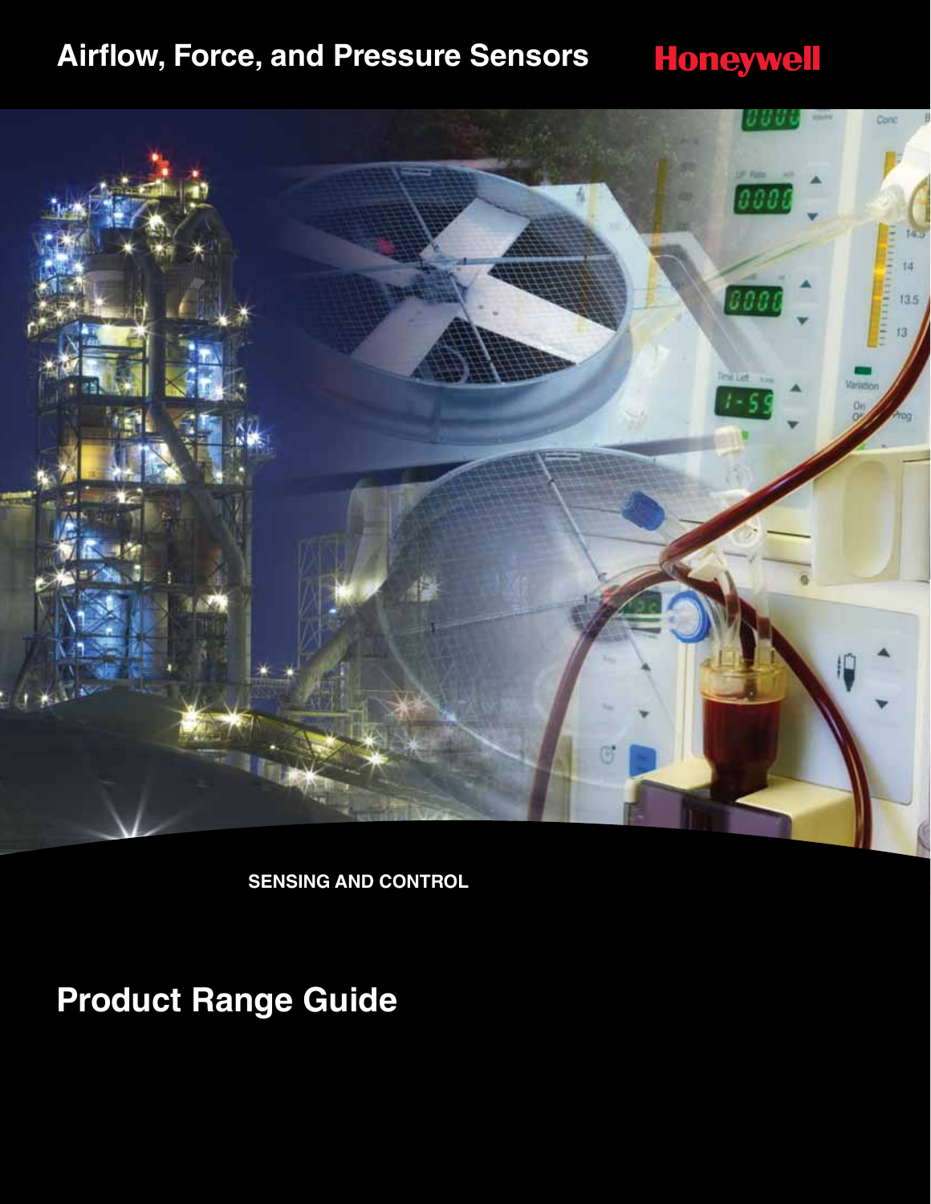# Airflow, Force, and Pressure Sensors

Honeywell

SENSING AND CONTROL

# Product Range Guide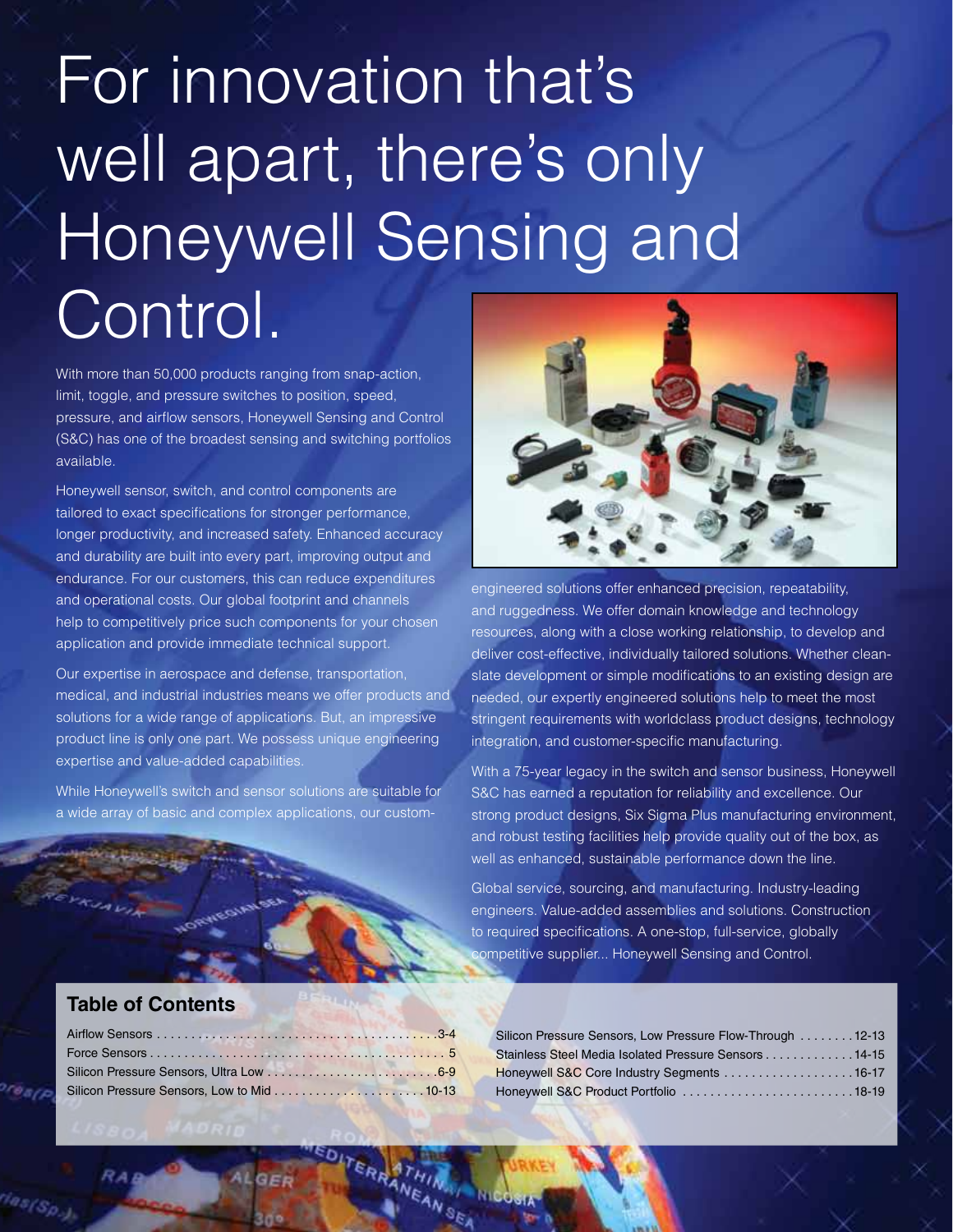# For innovation that's well apart, there's only Honeywell Sensing and Control.

With more than 50,000 products ranging from snap-action, limit, toggle, and pressure switches to position, speed, pressure, and airflow sensors, Honeywell Sensing and Control (S&C) has one of the broadest sensing and switching portfolios available.

Honeywell sensor, switch, and control components are tailored to exact specifications for stronger performance, longer productivity, and increased safety. Enhanced accuracy and durability are built into every part, improving output and endurance. For our customers, this can reduce expenditures and operational costs. Our global footprint and channels help to competitively price such components for your chosen application and provide immediate technical support.

Our expertise in aerospace and defense, transportation, medical, and industrial industries means we offer products and solutions for a wide range of applications. But, an impressive product line is only one part. We possess unique engineering expertise and value-added capabilities.

While Honeywell's switch and sensor solutions are suitable for a wide array of basic and complex applications, our custom-engineered solutions offer enhanced precision, repeatability, and ruggedness. We offer domain knowledge and technology resources, along with a close working relationship, to develop and deliver cost-effective, individually tailored solutions. Whether clean-slate development or simple modifications to an existing design are needed, our expertly engineered solutions help to meet the most stringent requirements with worldclass product designs, technology integration, and customer-specific manufacturing.

With a 75-year legacy in the switch and sensor business, Honeywell S&C has earned a reputation for reliability and excellence. Our strong product designs, Six Sigma Plus manufacturing environment, and robust testing facilities help provide quality out of the box, as well as enhanced, sustainable performance down the line.

Global service, sourcing, and manufacturing. Industry-leading engineers. Value-added assemblies and solutions. Construction to required specifications. A one-stop, full-service, globally competitive supplier... Honeywell Sensing and Control.

## Table of Contents

| Section | Pages |
|---|---|
| Airflow Sensors | 3-4 |
| Force Sensors | 5 |
| Silicon Pressure Sensors, Ultra Low | 6-9 |
| Silicon Pressure Sensors, Low to Mid | 10-13 |
| Silicon Pressure Sensors, Low Pressure Flow-Through | 12-13 |
| Stainless Steel Media Isolated Pressure Sensors | 14-15 |
| Honeywell S&C Core Industry Segments | 16-17 |
| Honeywell S&C Product Portfolio | 18-19 |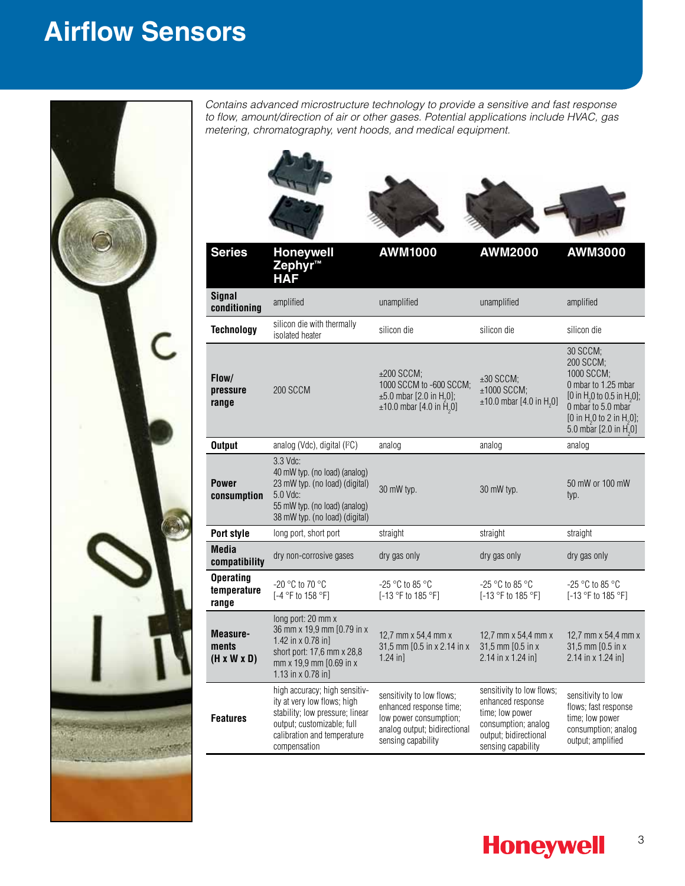# Airflow Sensors

*Contains advanced microstructure technology to provide a sensitive and fast response to flow, amount/direction of air or other gases. Potential applications include HVAC, gas metering, chromatography, vent hoods, and medical equipment.*

| Series | Honeywell Zephyr™ HAF | AWM1000 | AWM2000 | AWM3000 |
|---|---|---|---|---|
| Signal conditioning | amplified | unamplified | unamplified | amplified |
| Technology | silicon die with thermally isolated heater | silicon die | silicon die | silicon die |
| Flow/ pressure range | 200 SCCM | ±200 SCCM; 1000 SCCM to -600 SCCM; ±5.0 mbar [2.0 in $H_2$0]; ±10.0 mbar [4.0 in $H_2$0] | ±30 SCCM; ±1000 SCCM; ±10.0 mbar [4.0 in $H_2$0] | 30 SCCM; 200 SCCM; 1000 SCCM; 0 mbar to 1.25 mbar [0 in $H_2$0 to 0.5 in $H_2$0]; 0 mbar to 5.0 mbar [0 in $H_2$0 to 2 in $H_2$0]; 5.0 mbar [2.0 in $H_2$0] |
| Output | analog (Vdc), digital (I²C) | analog | analog | analog |
| Power consumption | 3.3 Vdc: 40 mW typ. (no load) (analog) 23 mW typ. (no load) (digital) 5.0 Vdc: 55 mW typ. (no load) (analog) 38 mW typ. (no load) (digital) | 30 mW typ. | 30 mW typ. | 50 mW or 100 mW typ. |
| Port style | long port, short port | straight | straight | straight |
| Media compatibility | dry non-corrosive gases | dry gas only | dry gas only | dry gas only |
| Operating temperature range | -20 °C to 70 °C [-4 °F to 158 °F] | -25 °C to 85 °C [-13 °F to 185 °F] | -25 °C to 85 °C [-13 °F to 185 °F] | -25 °C to 85 °C [-13 °F to 185 °F] |
| Measure-ments (H x W x D) | long port: 20 mm x 36 mm x 19,9 mm [0.79 in x 1.42 in x 0.78 in] short port: 17,6 mm x 28,8 mm x 19,9 mm [0.69 in x 1.13 in x 0.78 in] | 12,7 mm x 54,4 mm x 31,5 mm [0.5 in x 2.14 in x 1.24 in] | 12,7 mm x 54,4 mm x 31,5 mm [0.5 in x 2.14 in x 1.24 in] | 12,7 mm x 54,4 mm x 31,5 mm [0.5 in x 2.14 in x 1.24 in] |
| Features | high accuracy; high sensitivity at very low flows; high stability; low pressure; linear output; customizable; full calibration and temperature compensation | sensitivity to low flows; enhanced response time; low power consumption; analog output; bidirectional sensing capability | sensitivity to low flows; enhanced response time; low power consumption; analog output; bidirectional sensing capability | sensitivity to low flows; fast response time; low power consumption; analog output; amplified |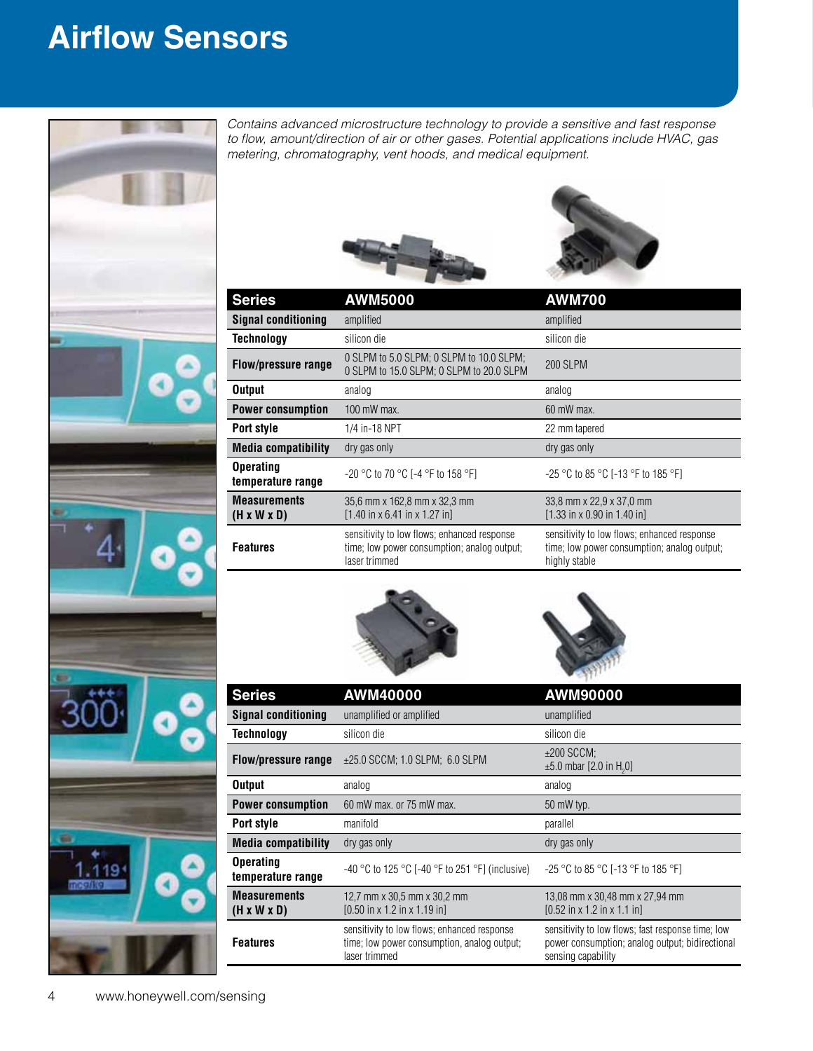# Airflow Sensors

*Contains advanced microstructure technology to provide a sensitive and fast response to flow, amount/direction of air or other gases. Potential applications include HVAC, gas metering, chromatography, vent hoods, and medical equipment.*

| Series | AWM5000 | AWM700 |
|---|---|---|
| Signal conditioning | amplified | amplified |
| Technology | silicon die | silicon die |
| Flow/pressure range | 0 SLPM to 5.0 SLPM; 0 SLPM to 10.0 SLPM; 0 SLPM to 15.0 SLPM; 0 SLPM to 20.0 SLPM | 200 SLPM |
| Output | analog | analog |
| Power consumption | 100 mW max. | 60 mW max. |
| Port style | 1/4 in-18 NPT | 22 mm tapered |
| Media compatibility | dry gas only | dry gas only |
| Operating temperature range | -20 °C to 70 °C [-4 °F to 158 °F] | -25 °C to 85 °C [-13 °F to 185 °F] |
| Measurements (H x W x D) | 35,6 mm x 162,8 mm x 32,3 mm [1.40 in x 6.41 in x 1.27 in] | 33,8 mm x 22,9 x 37,0 mm [1.33 in x 0.90 in 1.40 in] |
| Features | sensitivity to low flows; enhanced response time; low power consumption; analog output; laser trimmed | sensitivity to low flows; enhanced response time; low power consumption; analog output; highly stable |

| Series | AWM40000 | AWM90000 |
|---|---|---|
| Signal conditioning | unamplified or amplified | unamplified |
| Technology | silicon die | silicon die |
| Flow/pressure range | ±25.0 SCCM; 1.0 SLPM; 6.0 SLPM | ±200 SCCM; ±5.0 mbar [2.0 in $H_2O$] |
| Output | analog | analog |
| Power consumption | 60 mW max. or 75 mW max. | 50 mW typ. |
| Port style | manifold | parallel |
| Media compatibility | dry gas only | dry gas only |
| Operating temperature range | -40 °C to 125 °C [-40 °F to 251 °F] (inclusive) | -25 °C to 85 °C [-13 °F to 185 °F] |
| Measurements (H x W x D) | 12,7 mm x 30,5 mm x 30,2 mm [0.50 in x 1.2 in x 1.19 in] | 13,08 mm x 30,48 mm x 27,94 mm [0.52 in x 1.2 in x 1.1 in] |
| Features | sensitivity to low flows; enhanced response time; low power consumption, analog output; laser trimmed | sensitivity to low flows; fast response time; low power consumption; analog output; bidirectional sensing capability |

www.honeywell.com/sensing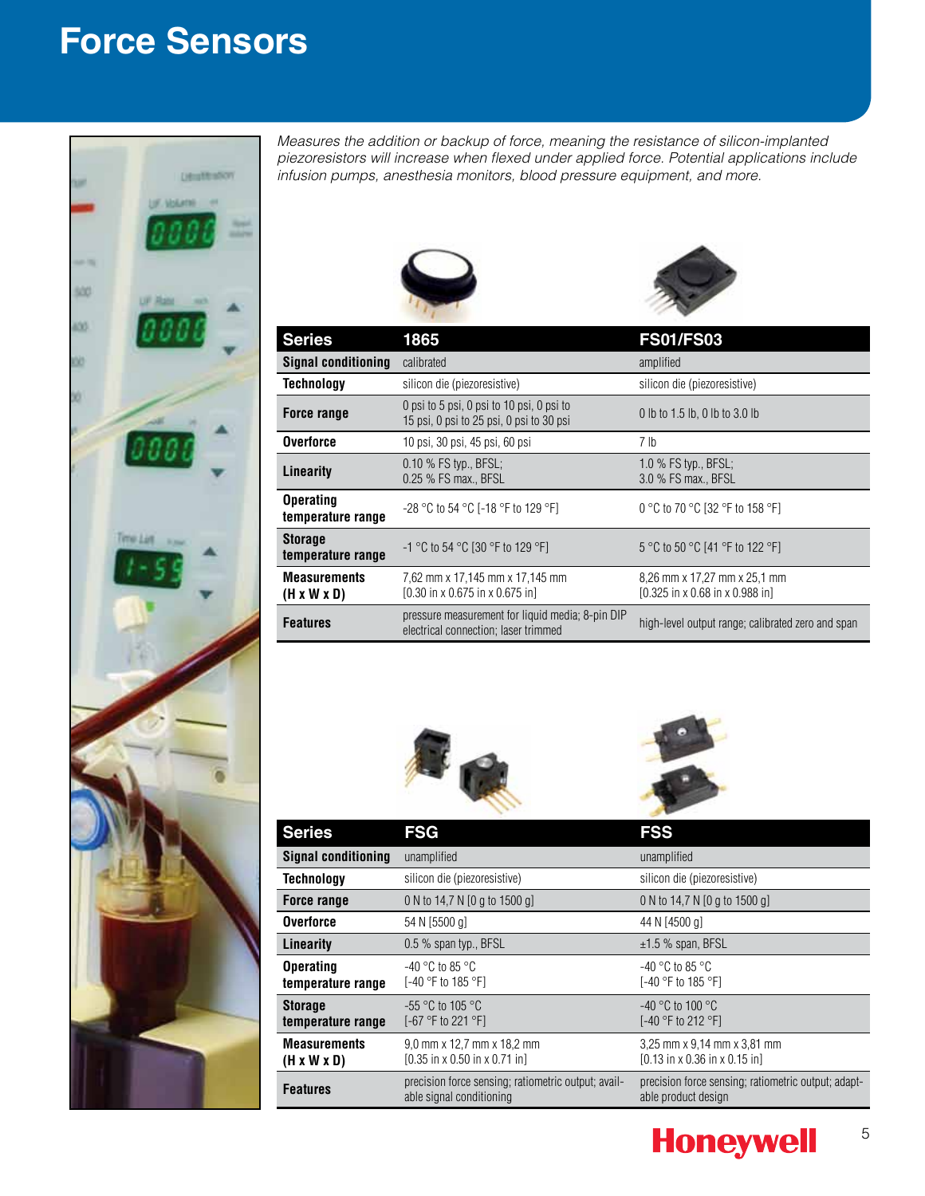# Force Sensors

*Measures the addition or backup of force, meaning the resistance of silicon-implanted piezoresistors will increase when flexed under applied force. Potential applications include infusion pumps, anesthesia monitors, blood pressure equipment, and more.*

| Series | 1865 | FS01/FS03 |
|---|---|---|
| Signal conditioning | calibrated | amplified |
| Technology | silicon die (piezoresistive) | silicon die (piezoresistive) |
| Force range | 0 psi to 5 psi, 0 psi to 10 psi, 0 psi to 15 psi, 0 psi to 25 psi, 0 psi to 30 psi | 0 lb to 1.5 lb, 0 lb to 3.0 lb |
| Overforce | 10 psi, 30 psi, 45 psi, 60 psi | 7 lb |
| Linearity | 0.10 % FS typ., BFSL; 0.25 % FS max., BFSL | 1.0 % FS typ., BFSL; 3.0 % FS max., BFSL |
| Operating temperature range | -28 °C to 54 °C [-18 °F to 129 °F] | 0 °C to 70 °C [32 °F to 158 °F] |
| Storage temperature range | -1 °C to 54 °C [30 °F to 129 °F] | 5 °C to 50 °C [41 °F to 122 °F] |
| Measurements (H x W x D) | 7,62 mm x 17,145 mm x 17,145 mm [0.30 in x 0.675 in x 0.675 in] | 8,26 mm x 17,27 mm x 25,1 mm [0.325 in x 0.68 in x 0.988 in] |
| Features | pressure measurement for liquid media; 8-pin DIP electrical connection; laser trimmed | high-level output range; calibrated zero and span |

| Series | FSG | FSS |
|---|---|---|
| Signal conditioning | unamplified | unamplified |
| Technology | silicon die (piezoresistive) | silicon die (piezoresistive) |
| Force range | 0 N to 14,7 N [0 g to 1500 g] | 0 N to 14,7 N [0 g to 1500 g] |
| Overforce | 54 N [5500 g] | 44 N [4500 g] |
| Linearity | 0.5 % span typ., BFSL | ±1.5 % span, BFSL |
| Operating temperature range | -40 °C to 85 °C [-40 °F to 185 °F] | -40 °C to 85 °C [-40 °F to 185 °F] |
| Storage temperature range | -55 °C to 105 °C [-67 °F to 221 °F] | -40 °C to 100 °C [-40 °F to 212 °F] |
| Measurements (H x W x D) | 9,0 mm x 12,7 mm x 18,2 mm [0.35 in x 0.50 in x 0.71 in] | 3,25 mm x 9,14 mm x 3,81 mm [0.13 in x 0.36 in x 0.15 in] |
| Features | precision force sensing; ratiometric output; available signal conditioning | precision force sensing; ratiometric output; adaptable product design |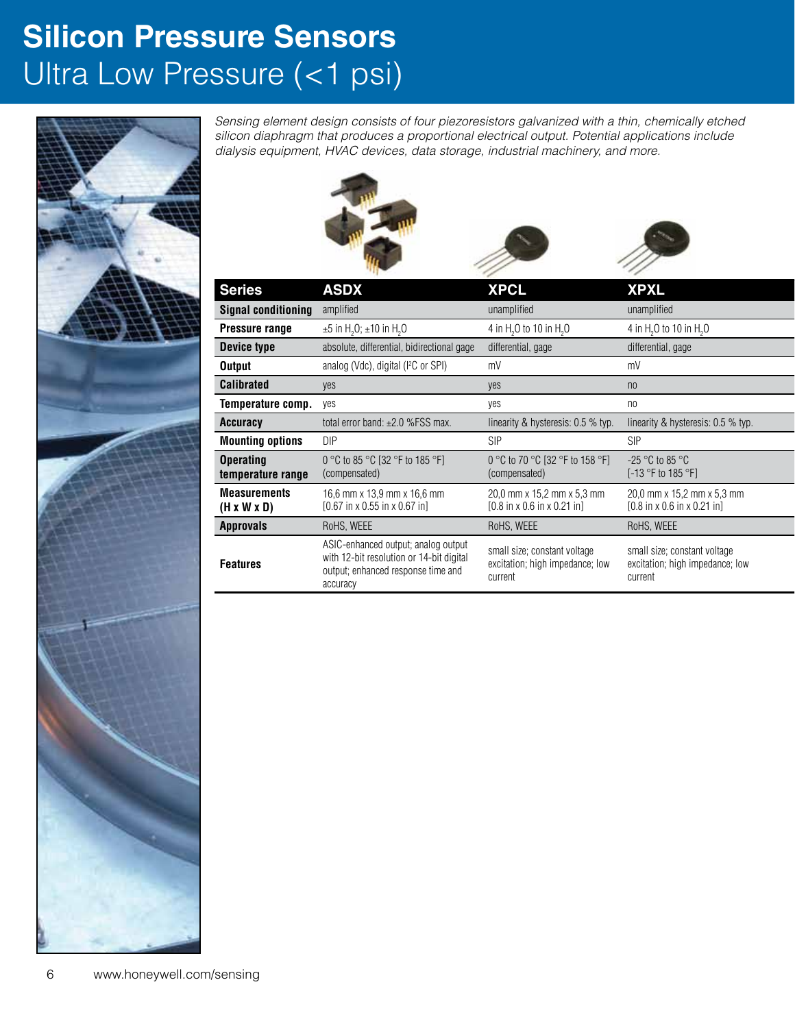# Silicon Pressure Sensors

## Ultra Low Pressure (<1 psi)

*Sensing element design consists of four piezoresistors galvanized with a thin, chemically etched silicon diaphragm that produces a proportional electrical output. Potential applications include dialysis equipment, HVAC devices, data storage, industrial machinery, and more.*

| Series | ASDX | XPCL | XPXL |
|---|---|---|---|
| **Signal conditioning** | amplified | unamplified | unamplified |
| **Pressure range** | ±5 in $H_2O$; ±10 in $H_2O$ | 4 in $H_2O$ to 10 in $H_2O$ | 4 in $H_2O$ to 10 in $H_2O$ |
| **Device type** | absolute, differential, bidirectional gage | differential, gage | differential, gage |
| **Output** | analog (Vdc), digital (I²C or SPI) | mV | mV |
| **Calibrated** | yes | yes | no |
| **Temperature comp.** | yes | yes | no |
| **Accuracy** | total error band: ±2.0 %FSS max. | linearity & hysteresis: 0.5 % typ. | linearity & hysteresis: 0.5 % typ. |
| **Mounting options** | DIP | SIP | SIP |
| **Operating temperature range** | 0 °C to 85 °C [32 °F to 185 °F] (compensated) | 0 °C to 70 °C [32 °F to 158 °F] (compensated) | -25 °C to 85 °C [-13 °F to 185 °F] |
| **Measurements (H x W x D)** | 16,6 mm x 13,9 mm x 16,6 mm [0.67 in x 0.55 in x 0.67 in] | 20,0 mm x 15,2 mm x 5,3 mm [0.8 in x 0.6 in x 0.21 in] | 20,0 mm x 15,2 mm x 5,3 mm [0.8 in x 0.6 in x 0.21 in] |
| **Approvals** | RoHS, WEEE | RoHS, WEEE | RoHS, WEEE |
| **Features** | ASIC-enhanced output; analog output with 12-bit resolution or 14-bit digital output; enhanced response time and accuracy | small size; constant voltage excitation; high impedance; low current | small size; constant voltage excitation; high impedance; low current |

www.honeywell.com/sensing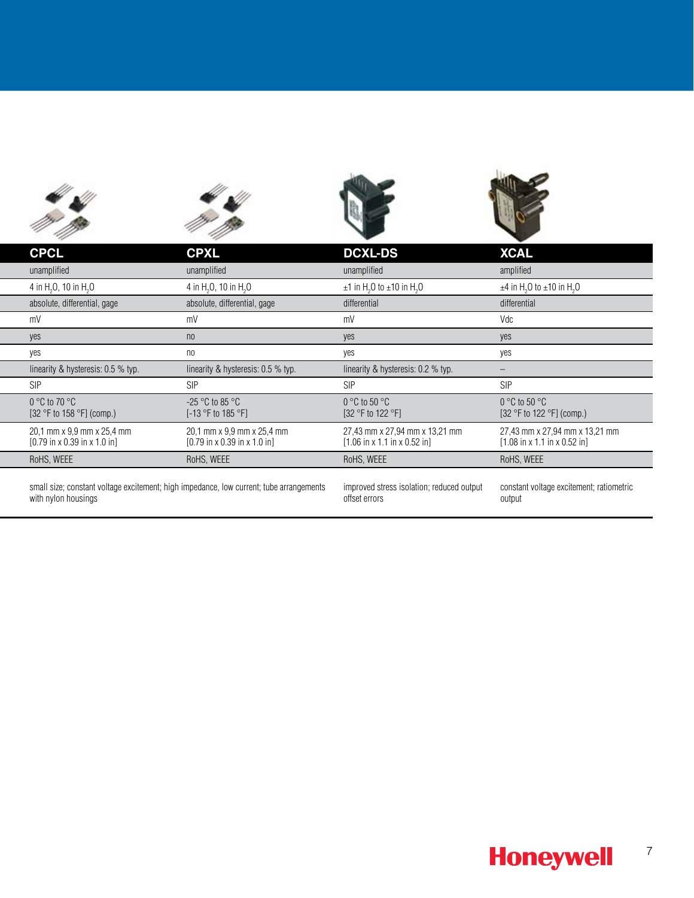| CPCL | CPXL | DCXL-DS | XCAL |
|---|---|---|---|
| unamplified | unamplified | unamplified | amplified |
| 4 in $H_2O$, 10 in $H_2O$ | 4 in $H_2O$, 10 in $H_2O$ | ±1 in $H_2O$ to ±10 in $H_2O$ | ±4 in $H_2O$ to ±10 in $H_2O$ |
| absolute, differential, gage | absolute, differential, gage | differential | differential |
| mV | mV | mV | Vdc |
| yes | no | yes | yes |
| yes | no | yes | yes |
| linearity & hysteresis: 0.5 % typ. | linearity & hysteresis: 0.5 % typ. | linearity & hysteresis: 0.2 % typ. | – |
| SIP | SIP | SIP | SIP |
| 0 °C to 70 °C [32 °F to 158 °F] (comp.) | -25 °C to 85 °C [-13 °F to 185 °F] | 0 °C to 50 °C [32 °F to 122 °F] | 0 °C to 50 °C [32 °F to 122 °F] (comp.) |
| 20,1 mm x 9,9 mm x 25,4 mm [0.79 in x 0.39 in x 1.0 in] | 20,1 mm x 9,9 mm x 25,4 mm [0.79 in x 0.39 in x 1.0 in] | 27,43 mm x 27,94 mm x 13,21 mm [1.06 in x 1.1 in x 0.52 in] | 27,43 mm x 27,94 mm x 13,21 mm [1.08 in x 1.1 in x 0.52 in] |
| RoHS, WEEE | RoHS, WEEE | RoHS, WEEE | RoHS, WEEE |
| small size; constant voltage excitement; high impedance, low current; tube arrangements with nylon housings | | improved stress isolation; reduced output offset errors | constant voltage excitement; ratiometric output |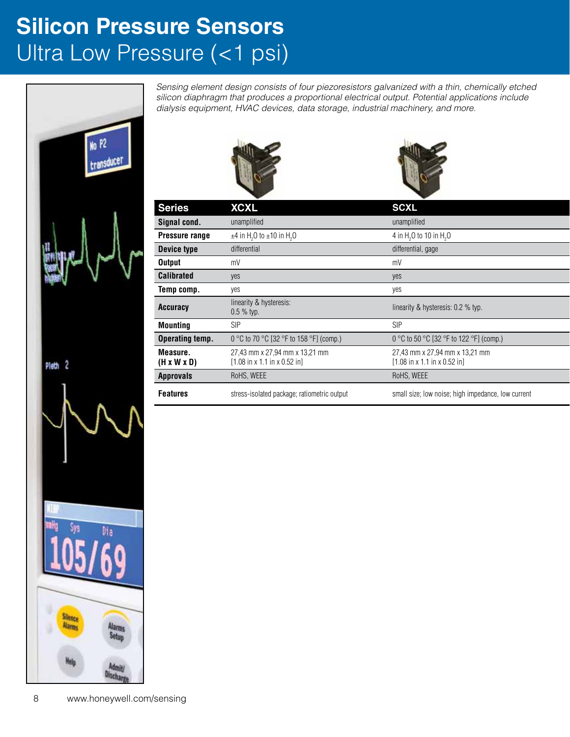# Silicon Pressure Sensors

## Ultra Low Pressure (<1 psi)

*Sensing element design consists of four piezoresistors galvanized with a thin, chemically etched silicon diaphragm that produces a proportional electrical output. Potential applications include dialysis equipment, HVAC devices, data storage, industrial machinery, and more.*

| Series | XCXL | SCXL |
|---|---|---|
| Signal cond. | unamplified | unamplified |
| Pressure range | ±4 in $H_2O$ to ±10 in $H_2O$ | 4 in $H_2O$ to 10 in $H_2O$ |
| Device type | differential | differential, gage |
| Output | mV | mV |
| Calibrated | yes | yes |
| Temp comp. | yes | yes |
| Accuracy | linearity & hysteresis: 0.5 % typ. | linearity & hysteresis: 0.2 % typ. |
| Mounting | SIP | SIP |
| Operating temp. | 0 °C to 70 °C [32 °F to 158 °F] (comp.) | 0 °C to 50 °C [32 °F to 122 °F] (comp.) |
| Measure. (H x W x D) | 27,43 mm x 27,94 mm x 13,21 mm [1.08 in x 1.1 in x 0.52 in] | 27,43 mm x 27,94 mm x 13,21 mm [1.08 in x 1.1 in x 0.52 in] |
| Approvals | RoHS, WEEE | RoHS, WEEE |
| Features | stress-isolated package; ratiometric output | small size; low noise; high impedance, low current |

www.honeywell.com/sensing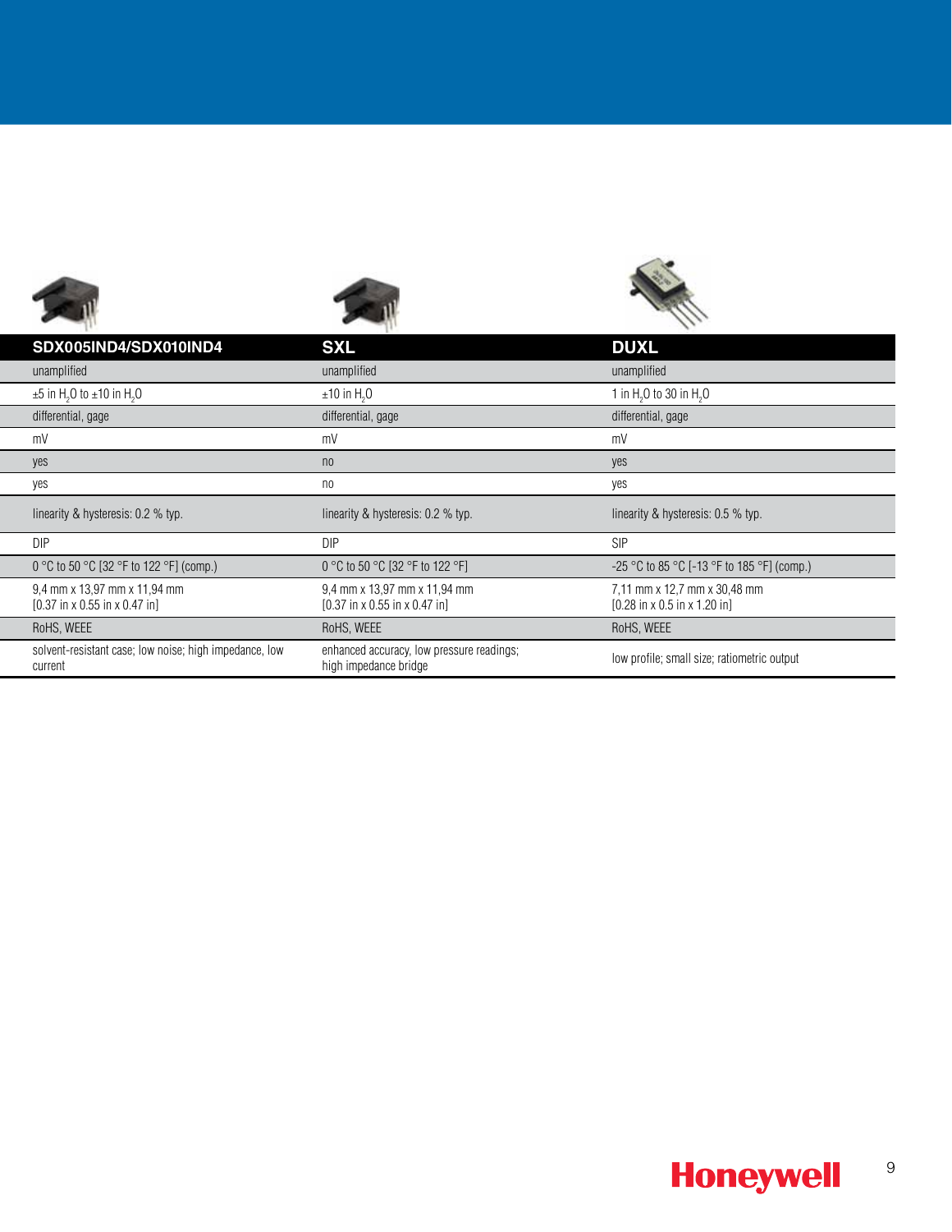| SDX005IND4/SDX010IND4 | SXL | DUXL |
|---|---|---|
| unamplified | unamplified | unamplified |
| ±5 in $H_2O$ to ±10 in $H_2O$ | ±10 in $H_2O$ | 1 in $H_2O$ to 30 in $H_2O$ |
| differential, gage | differential, gage | differential, gage |
| mV | mV | mV |
| yes | no | yes |
| yes | no | yes |
| linearity & hysteresis: 0.2 % typ. | linearity & hysteresis: 0.2 % typ. | linearity & hysteresis: 0.5 % typ. |
| DIP | DIP | SIP |
| 0 °C to 50 °C [32 °F to 122 °F] (comp.) | 0 °C to 50 °C [32 °F to 122 °F] | -25 °C to 85 °C [-13 °F to 185 °F] (comp.) |
| 9,4 mm x 13,97 mm x 11,94 mm [0.37 in x 0.55 in x 0.47 in] | 9,4 mm x 13,97 mm x 11,94 mm [0.37 in x 0.55 in x 0.47 in] | 7,11 mm x 12,7 mm x 30,48 mm [0.28 in x 0.5 in x 1.20 in] |
| RoHS, WEEE | RoHS, WEEE | RoHS, WEEE |
| solvent-resistant case; low noise; high impedance, low current | enhanced accuracy, low pressure readings; high impedance bridge | low profile; small size; ratiometric output |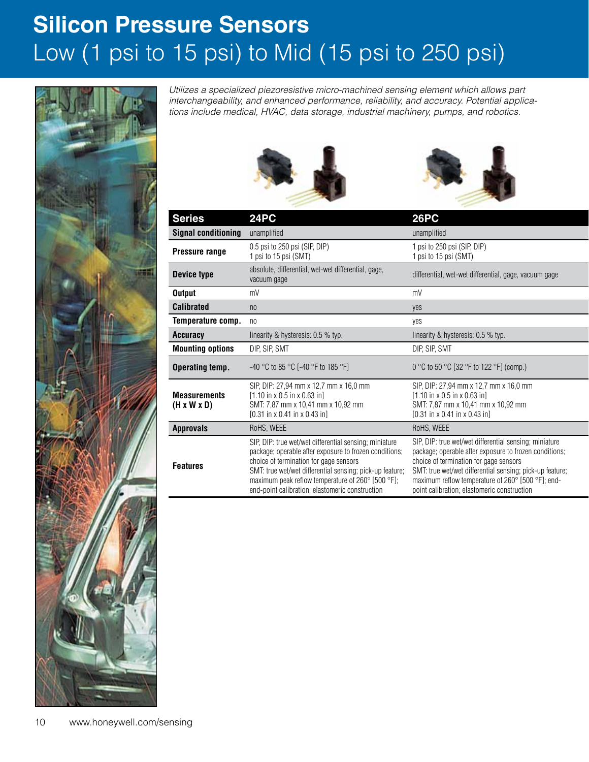# Silicon Pressure Sensors
## Low (1 psi to 15 psi) to Mid (15 psi to 250 psi)

*Utilizes a specialized piezoresistive micro-machined sensing element which allows part interchangeability, and enhanced performance, reliability, and accuracy. Potential applications include medical, HVAC, data storage, industrial machinery, pumps, and robotics.*

| Series | 24PC | 26PC |
|---|---|---|
| **Signal conditioning** | unamplified | unamplified |
| **Pressure range** | 0.5 psi to 250 psi (SIP, DIP)<br>1 psi to 15 psi (SMT) | 1 psi to 250 psi (SIP, DIP)<br>1 psi to 15 psi (SMT) |
| **Device type** | absolute, differential, wet-wet differential, gage, vacuum gage | differential, wet-wet differential, gage, vacuum gage |
| **Output** | mV | mV |
| **Calibrated** | no | yes |
| **Temperature comp.** | no | yes |
| **Accuracy** | linearity & hysteresis: 0.5 % typ. | linearity & hysteresis: 0.5 % typ. |
| **Mounting options** | DIP, SIP, SMT | DIP, SIP, SMT |
| **Operating temp.** | -40 °C to 85 °C [-40 °F to 185 °F] | 0 °C to 50 °C [32 °F to 122 °F] (comp.) |
| **Measurements (H x W x D)** | SIP, DIP: 27,94 mm x 12,7 mm x 16,0 mm<br>[1.10 in x 0.5 in x 0.63 in]<br>SMT: 7,87 mm x 10,41 mm x 10,92 mm<br>[0.31 in x 0.41 in x 0.43 in] | SIP, DIP: 27,94 mm x 12,7 mm x 16,0 mm<br>[1.10 in x 0.5 in x 0.63 in]<br>SMT: 7,87 mm x 10,41 mm x 10,92 mm<br>[0.31 in x 0.41 in x 0.43 in] |
| **Approvals** | RoHS, WEEE | RoHS, WEEE |
| **Features** | SIP, DIP: true wet/wet differential sensing; miniature package; operable after exposure to frozen conditions; choice of termination for gage sensors<br>SMT: true wet/wet differential sensing; pick-up feature; maximum peak reflow temperature of 260° [500 °F]; end-point calibration; elastomeric construction | SIP, DIP: true wet/wet differential sensing; miniature package; operable after exposure to frozen conditions; choice of termination for gage sensors<br>SMT: true wet/wet differential sensing; pick-up feature; maximum reflow temperature of 260° [500 °F]; end-point calibration; elastomeric construction |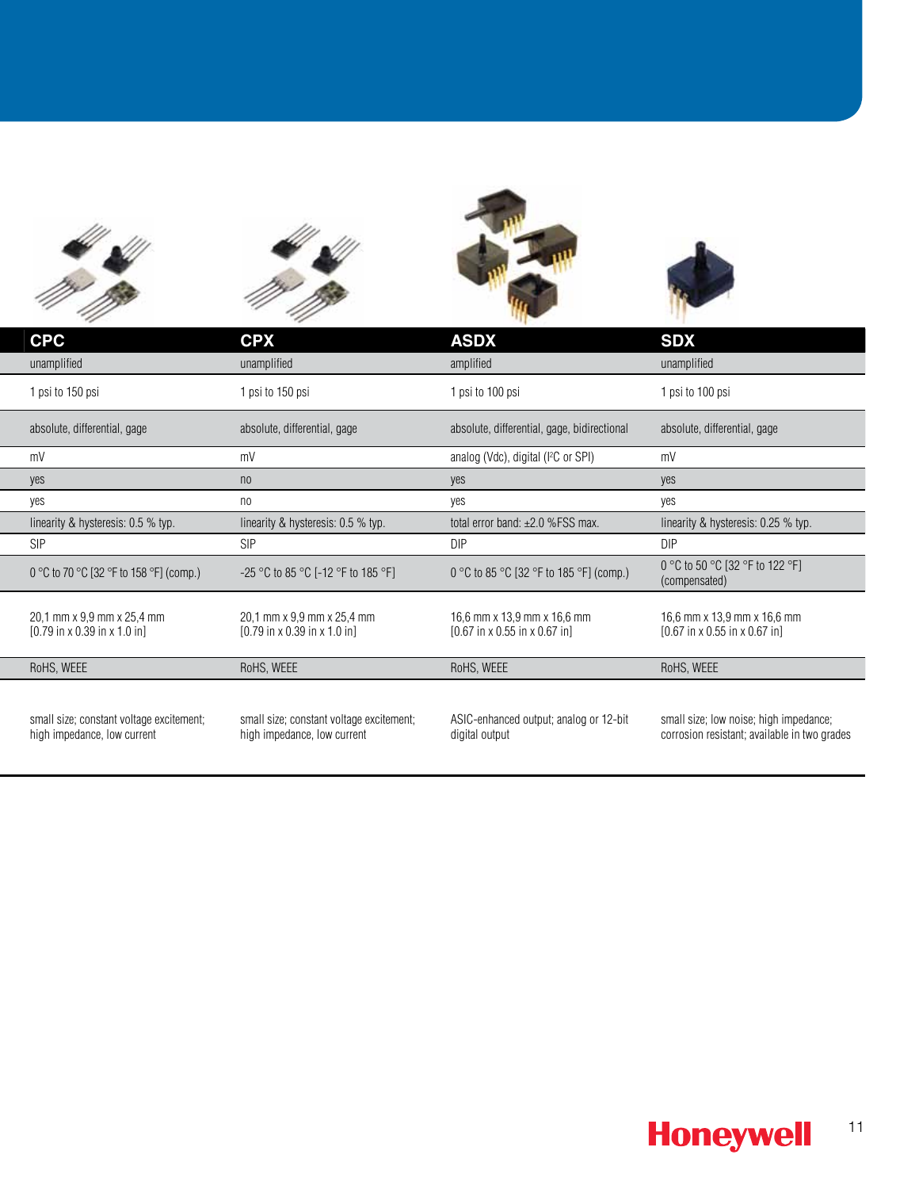| CPC | CPX | ASDX | SDX |
|---|---|---|---|
| unamplified | unamplified | amplified | unamplified |
| 1 psi to 150 psi | 1 psi to 150 psi | 1 psi to 100 psi | 1 psi to 100 psi |
| absolute, differential, gage | absolute, differential, gage | absolute, differential, gage, bidirectional | absolute, differential, gage |
| mV | mV | analog (Vdc), digital (I²C or SPI) | mV |
| yes | no | yes | yes |
| yes | no | yes | yes |
| linearity & hysteresis: 0.5 % typ. | linearity & hysteresis: 0.5 % typ. | total error band: ±2.0 %FSS max. | linearity & hysteresis: 0.25 % typ. |
| SIP | SIP | DIP | DIP |
| 0 °C to 70 °C [32 °F to 158 °F] (comp.) | -25 °C to 85 °C [-12 °F to 185 °F] | 0 °C to 85 °C [32 °F to 185 °F] (comp.) | 0 °C to 50 °C [32 °F to 122 °F] (compensated) |
| 20,1 mm x 9,9 mm x 25,4 mm [0.79 in x 0.39 in x 1.0 in] | 20,1 mm x 9,9 mm x 25,4 mm [0.79 in x 0.39 in x 1.0 in] | 16,6 mm x 13,9 mm x 16,6 mm [0.67 in x 0.55 in x 0.67 in] | 16,6 mm x 13,9 mm x 16,6 mm [0.67 in x 0.55 in x 0.67 in] |
| RoHS, WEEE | RoHS, WEEE | RoHS, WEEE | RoHS, WEEE |
| small size; constant voltage excitement; high impedance, low current | small size; constant voltage excitement; high impedance, low current | ASIC-enhanced output; analog or 12-bit digital output | small size; low noise; high impedance; corrosion resistant; available in two grades |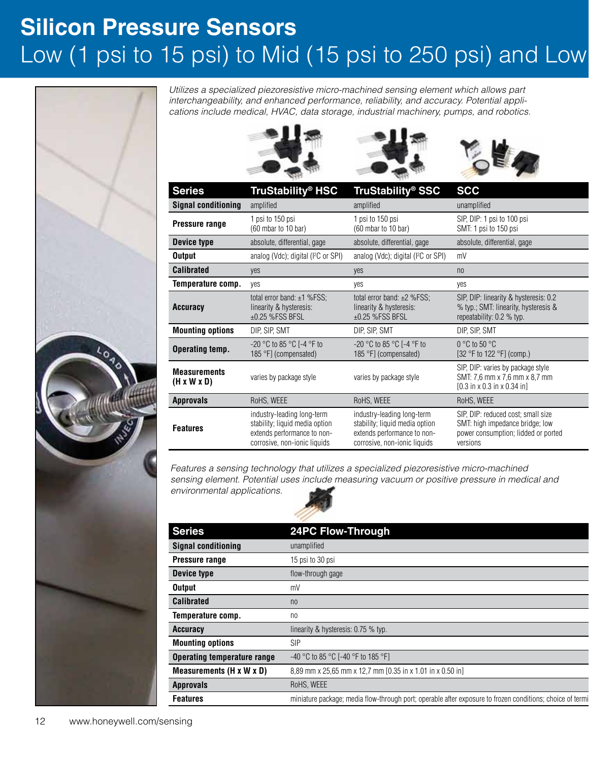# Silicon Pressure Sensors

## Low (1 psi to 15 psi) to Mid (15 psi to 250 psi) and Low

*Utilizes a specialized piezoresistive micro-machined sensing element which allows part interchangeability, and enhanced performance, reliability, and accuracy. Potential applications include medical, HVAC, data storage, industrial machinery, pumps, and robotics.*

| Series | TruStability® HSC | TruStability® SSC | SCC |
|---|---|---|---|
| **Signal conditioning** | amplified | amplified | unamplified |
| **Pressure range** | 1 psi to 150 psi (60 mbar to 10 bar) | 1 psi to 150 psi (60 mbar to 10 bar) | SIP, DIP: 1 psi to 100 psi SMT: 1 psi to 150 psi |
| **Device type** | absolute, differential, gage | absolute, differential, gage | absolute, differential, gage |
| **Output** | analog (Vdc); digital ($I^2C$ or SPI) | analog (Vdc); digital ($I^2C$ or SPI) | mV |
| **Calibrated** | yes | yes | no |
| **Temperature comp.** | yes | yes | yes |
| **Accuracy** | total error band: ±1 %FSS; linearity & hysteresis: ±0.25 %FSS BFSL | total error band: ±2 %FSS; linearity & hysteresis: ±0.25 %FSS BFSL | SIP, DIP: linearity & hysteresis: 0.2 % typ.; SMT: linearity, hysteresis & repeatability: 0.2 % typ. |
| **Mounting options** | DIP, SIP, SMT | DIP, SIP, SMT | DIP, SIP, SMT |
| **Operating temp.** | -20 °C to 85 °C [-4 °F to 185 °F] (compensated) | -20 °C to 85 °C [-4 °F to 185 °F] (compensated) | 0 °C to 50 °C [32 °F to 122 °F] (comp.) |
| **Measurements (H x W x D)** | varies by package style | varies by package style | SIP, DIP: varies by package style SMT: 7,6 mm x 7,6 mm x 8,7 mm [0.3 in x 0.3 in x 0.34 in] |
| **Approvals** | RoHS, WEEE | RoHS, WEEE | RoHS, WEEE |
| **Features** | industry-leading long-term stability; liquid media option extends performance to non-corrosive, non-ionic liquids | industry-leading long-term stability; liquid media option extends performance to non-corrosive, non-ionic liquids | SIP, DIP: reduced cost; small size SMT: high impedance bridge; low power consumption; lidded or ported versions |

*Features a sensing technology that utilizes a specialized piezoresistive micro-machined sensing element. Potential uses include measuring vacuum or positive pressure in medical and environmental applications.*

| Series | 24PC Flow-Through |
|---|---|
| **Signal conditioning** | unamplified |
| **Pressure range** | 15 psi to 30 psi |
| **Device type** | flow-through gage |
| **Output** | mV |
| **Calibrated** | no |
| **Temperature comp.** | no |
| **Accuracy** | linearity & hysteresis: 0.75 % typ. |
| **Mounting options** | SIP |
| **Operating temperature range** | -40 °C to 85 °C [-40 °F to 185 °F] |
| **Measurements (H x W x D)** | 8,89 mm x 25,65 mm x 12,7 mm [0.35 in x 1.01 in x 0.50 in] |
| **Approvals** | RoHS, WEEE |
| **Features** | miniature package; media flow-through port; operable after exposure to frozen conditions; choice of termi |

www.honeywell.com/sensing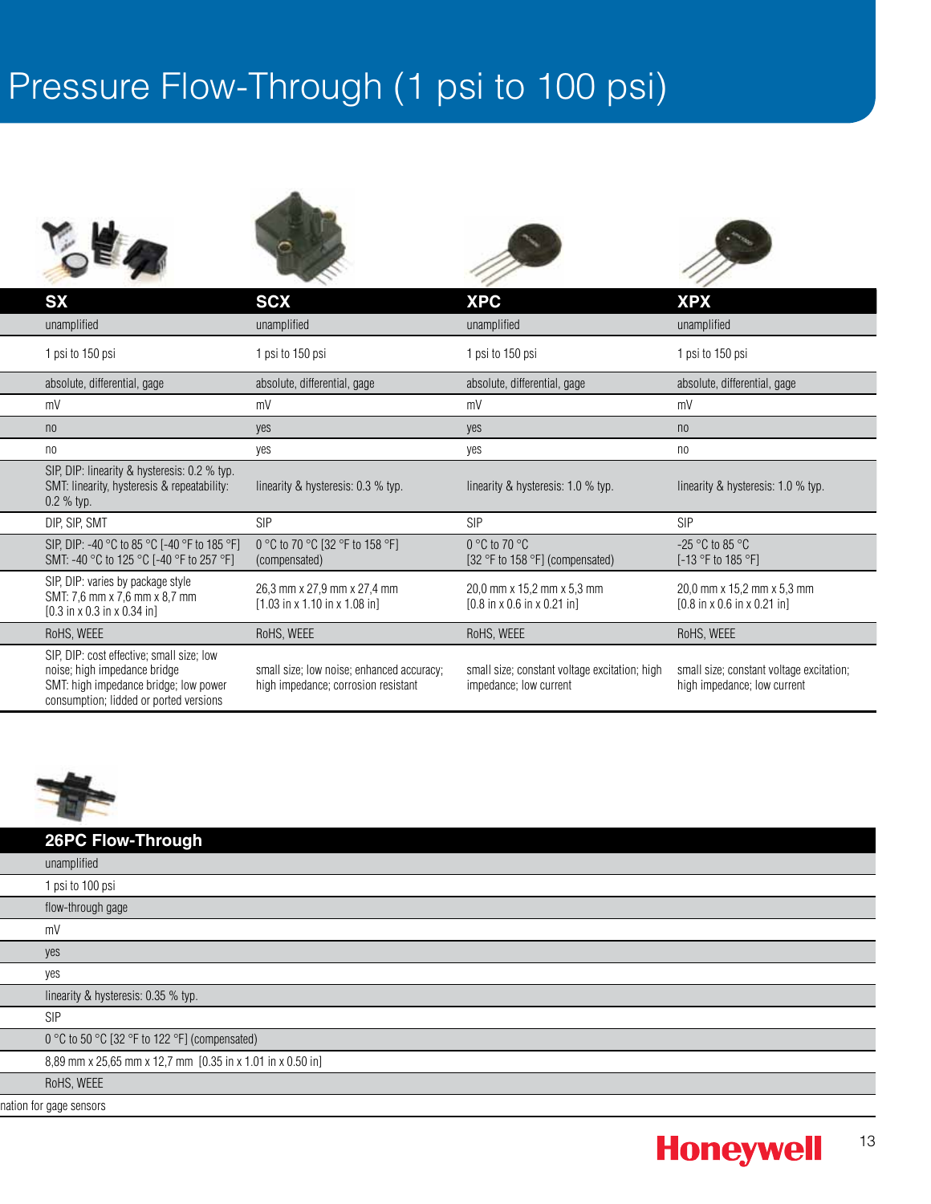# Pressure Flow-Through (1 psi to 100 psi)

| SX | SCX | XPC | XPX |
|---|---|---|---|
| unamplified | unamplified | unamplified | unamplified |
| 1 psi to 150 psi | 1 psi to 150 psi | 1 psi to 150 psi | 1 psi to 150 psi |
| absolute, differential, gage | absolute, differential, gage | absolute, differential, gage | absolute, differential, gage |
| mV | mV | mV | mV |
| no | yes | yes | no |
| no | yes | yes | no |
| SIP, DIP: linearity & hysteresis: 0.2 % typ. SMT: linearity, hysteresis & repeatability: 0.2 % typ. | linearity & hysteresis: 0.3 % typ. | linearity & hysteresis: 1.0 % typ. | linearity & hysteresis: 1.0 % typ. |
| DIP, SIP, SMT | SIP | SIP | SIP |
| SIP, DIP: -40 °C to 85 °C [-40 °F to 185 °F] SMT: -40 °C to 125 °C [-40 °F to 257 °F] | 0 °C to 70 °C [32 °F to 158 °F] (compensated) | 0 °C to 70 °C [32 °F to 158 °F] (compensated) | -25 °C to 85 °C [-13 °F to 185 °F] |
| SIP, DIP: varies by package style SMT: 7,6 mm x 7,6 mm x 8,7 mm [0.3 in x 0.3 in x 0.34 in] | 26,3 mm x 27,9 mm x 27,4 mm [1.03 in x 1.10 in x 1.08 in] | 20,0 mm x 15,2 mm x 5,3 mm [0.8 in x 0.6 in x 0.21 in] | 20,0 mm x 15,2 mm x 5,3 mm [0.8 in x 0.6 in x 0.21 in] |
| RoHS, WEEE | RoHS, WEEE | RoHS, WEEE | RoHS, WEEE |
| SIP, DIP: cost effective; small size; low noise; high impedance bridge SMT: high impedance bridge; low power consumption; lidded or ported versions | small size; low noise; enhanced accuracy; high impedance; corrosion resistant | small size; constant voltage excitation; high impedance; low current | small size; constant voltage excitation; high impedance; low current |

| 26PC Flow-Through |
|---|
| unamplified |
| 1 psi to 100 psi |
| flow-through gage |
| mV |
| yes |
| yes |
| linearity & hysteresis: 0.35 % typ. |
| SIP |
| 0 °C to 50 °C [32 °F to 122 °F] (compensated) |
| 8,89 mm x 25,65 mm x 12,7 mm [0.35 in x 1.01 in x 0.50 in] |
| RoHS, WEEE |

nation for gage sensors

Honeywell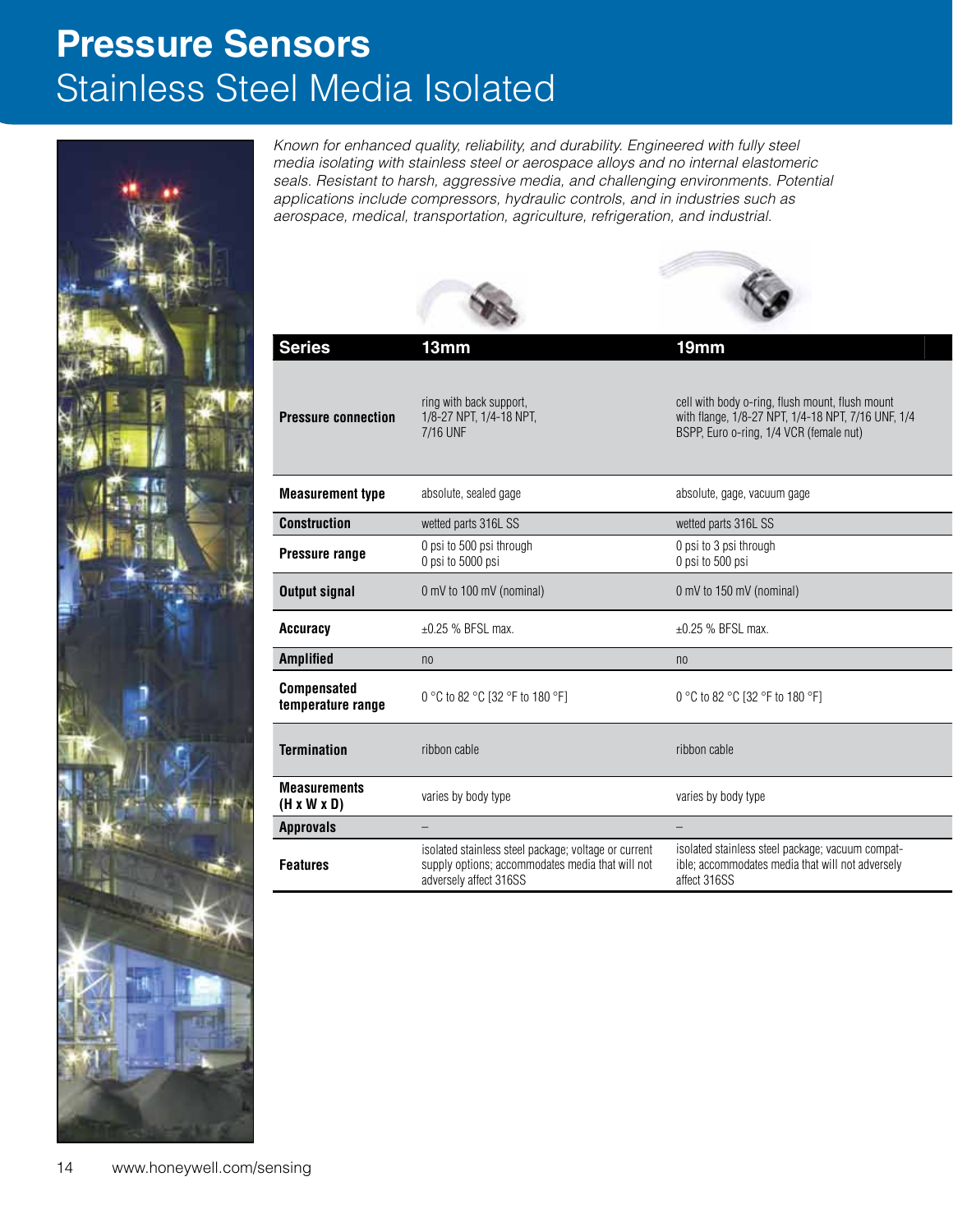# Pressure Sensors
## Stainless Steel Media Isolated

*Known for enhanced quality, reliability, and durability. Engineered with fully steel media isolating with stainless steel or aerospace alloys and no internal elastomeric seals. Resistant to harsh, aggressive media, and challenging environments. Potential applications include compressors, hydraulic controls, and in industries such as aerospace, medical, transportation, agriculture, refrigeration, and industrial.*

| Series | 13mm | 19mm |
|---|---|---|
| **Pressure connection** | ring with back support, 1/8-27 NPT, 1/4-18 NPT, 7/16 UNF | cell with body o-ring, flush mount, flush mount with flange, 1/8-27 NPT, 1/4-18 NPT, 7/16 UNF, 1/4 BSPP, Euro o-ring, 1/4 VCR (female nut) |
| **Measurement type** | absolute, sealed gage | absolute, gage, vacuum gage |
| **Construction** | wetted parts 316L SS | wetted parts 316L SS |
| **Pressure range** | 0 psi to 500 psi through 0 psi to 5000 psi | 0 psi to 3 psi through 0 psi to 500 psi |
| **Output signal** | 0 mV to 100 mV (nominal) | 0 mV to 150 mV (nominal) |
| **Accuracy** | ±0.25 % BFSL max. | ±0.25 % BFSL max. |
| **Amplified** | no | no |
| **Compensated temperature range** | 0 °C to 82 °C [32 °F to 180 °F] | 0 °C to 82 °C [32 °F to 180 °F] |
| **Termination** | ribbon cable | ribbon cable |
| **Measurements (H x W x D)** | varies by body type | varies by body type |
| **Approvals** | – | – |
| **Features** | isolated stainless steel package; voltage or current supply options; accommodates media that will not adversely affect 316SS | isolated stainless steel package; vacuum compatible; accommodates media that will not adversely affect 316SS |

www.honeywell.com/sensing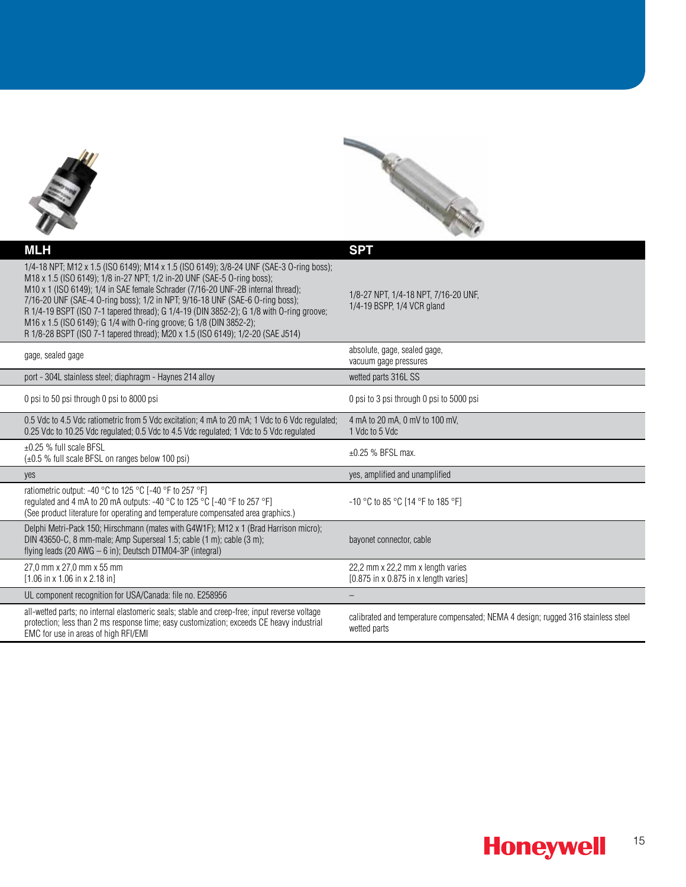| MLH | SPT |
|---|---|
| 1/4-18 NPT; M12 x 1.5 (ISO 6149); M14 x 1.5 (ISO 6149); 3/8-24 UNF (SAE-3 O-ring boss); M18 x 1.5 (ISO 6149); 1/8 in-27 NPT; 1/2 in-20 UNF (SAE-5 O-ring boss); M10 x 1 (ISO 6149); 1/4 in SAE female Schrader (7/16-20 UNF-2B internal thread); 7/16-20 UNF (SAE-4 O-ring boss); 1/2 in NPT; 9/16-18 UNF (SAE-6 O-ring boss); R 1/4-19 BSPT (ISO 7-1 tapered thread); G 1/4-19 (DIN 3852-2); G 1/8 with O-ring groove; M16 x 1.5 (ISO 6149); G 1/4 with O-ring groove; G 1/8 (DIN 3852-2); R 1/8-28 BSPT (ISO 7-1 tapered thread); M20 x 1.5 (ISO 6149); 1/2-20 (SAE J514) | 1/8-27 NPT, 1/4-18 NPT, 7/16-20 UNF, 1/4-19 BSPP, 1/4 VCR gland |
| gage, sealed gage | absolute, gage, sealed gage, vacuum gage pressures |
| port - 304L stainless steel; diaphragm - Haynes 214 alloy | wetted parts 316L SS |
| 0 psi to 50 psi through 0 psi to 8000 psi | 0 psi to 3 psi through 0 psi to 5000 psi |
| 0.5 Vdc to 4.5 Vdc ratiometric from 5 Vdc excitation; 4 mA to 20 mA; 1 Vdc to 6 Vdc regulated; 0.25 Vdc to 10.25 Vdc regulated; 0.5 Vdc to 4.5 Vdc regulated; 1 Vdc to 5 Vdc regulated | 4 mA to 20 mA, 0 mV to 100 mV, 1 Vdc to 5 Vdc |
| ±0.25 % full scale BFSL (±0.5 % full scale BFSL on ranges below 100 psi) | ±0.25 % BFSL max. |
| yes | yes, amplified and unamplified |
| ratiometric output: -40 °C to 125 °C [-40 °F to 257 °F] regulated and 4 mA to 20 mA outputs: -40 °C to 125 °C [-40 °F to 257 °F] (See product literature for operating and temperature compensated area graphics.) | -10 °C to 85 °C [14 °F to 185 °F] |
| Delphi Metri-Pack 150; Hirschmann (mates with G4W1F); M12 x 1 (Brad Harrison micro); DIN 43650-C, 8 mm-male; Amp Superseal 1.5; cable (1 m); cable (3 m); flying leads (20 AWG – 6 in); Deutsch DTM04-3P (integral) | bayonet connector, cable |
| 27,0 mm x 27,0 mm x 55 mm [1.06 in x 1.06 in x 2.18 in] | 22,2 mm x 22,2 mm x length varies [0.875 in x 0.875 in x length varies] |
| UL component recognition for USA/Canada: file no. E258956 | – |
| all-wetted parts; no internal elastomeric seals; stable and creep-free; input reverse voltage protection; less than 2 ms response time; easy customization; exceeds CE heavy industrial EMC for use in areas of high RFI/EMI | calibrated and temperature compensated; NEMA 4 design; rugged 316 stainless steel wetted parts |

Honeywell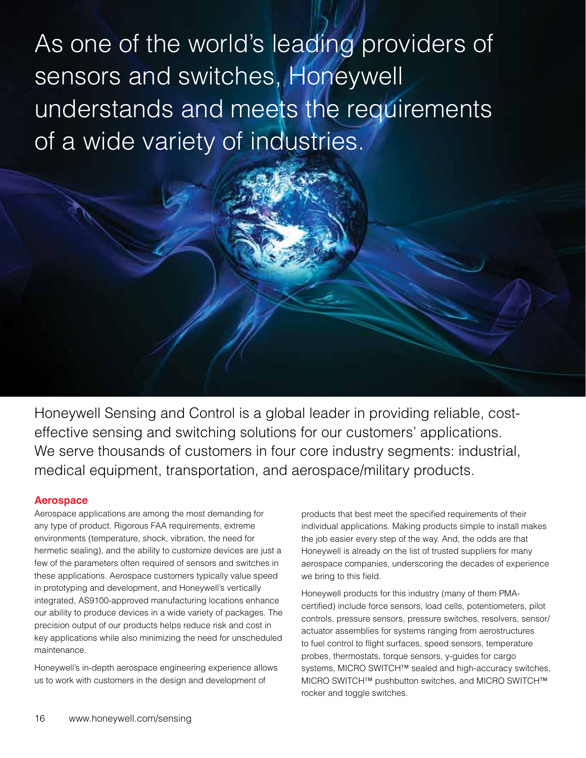As one of the world's leading providers of sensors and switches, Honeywell understands and meets the requirements of a wide variety of industries.

Honeywell Sensing and Control is a global leader in providing reliable, cost-effective sensing and switching solutions for our customers' applications. We serve thousands of customers in four core industry segments: industrial, medical equipment, transportation, and aerospace/military products.

## Aerospace

Aerospace applications are among the most demanding for any type of product. Rigorous FAA requirements, extreme environments (temperature, shock, vibration, the need for hermetic sealing), and the ability to customize devices are just a few of the parameters often required of sensors and switches in these applications. Aerospace customers typically value speed in prototyping and development, and Honeywell's vertically integrated, AS9100-approved manufacturing locations enhance our ability to produce devices in a wide variety of packages. The precision output of our products helps reduce risk and cost in key applications while also minimizing the need for unscheduled maintenance.

Honeywell's in-depth aerospace engineering experience allows us to work with customers in the design and development of products that best meet the specified requirements of their individual applications. Making products simple to install makes the job easier every step of the way. And, the odds are that Honeywell is already on the list of trusted suppliers for many aerospace companies, underscoring the decades of experience we bring to this field.

Honeywell products for this industry (many of them PMA-certified) include force sensors, load cells, potentiometers, pilot controls, pressure sensors, pressure switches, resolvers, sensor/actuator assemblies for systems ranging from aerostructures to fuel control to flight surfaces, speed sensors, temperature probes, thermostats, torque sensors, y-guides for cargo systems, MICRO SWITCH™ sealed and high-accuracy switches, MICRO SWITCH™ pushbutton switches, and MICRO SWITCH™ rocker and toggle switches.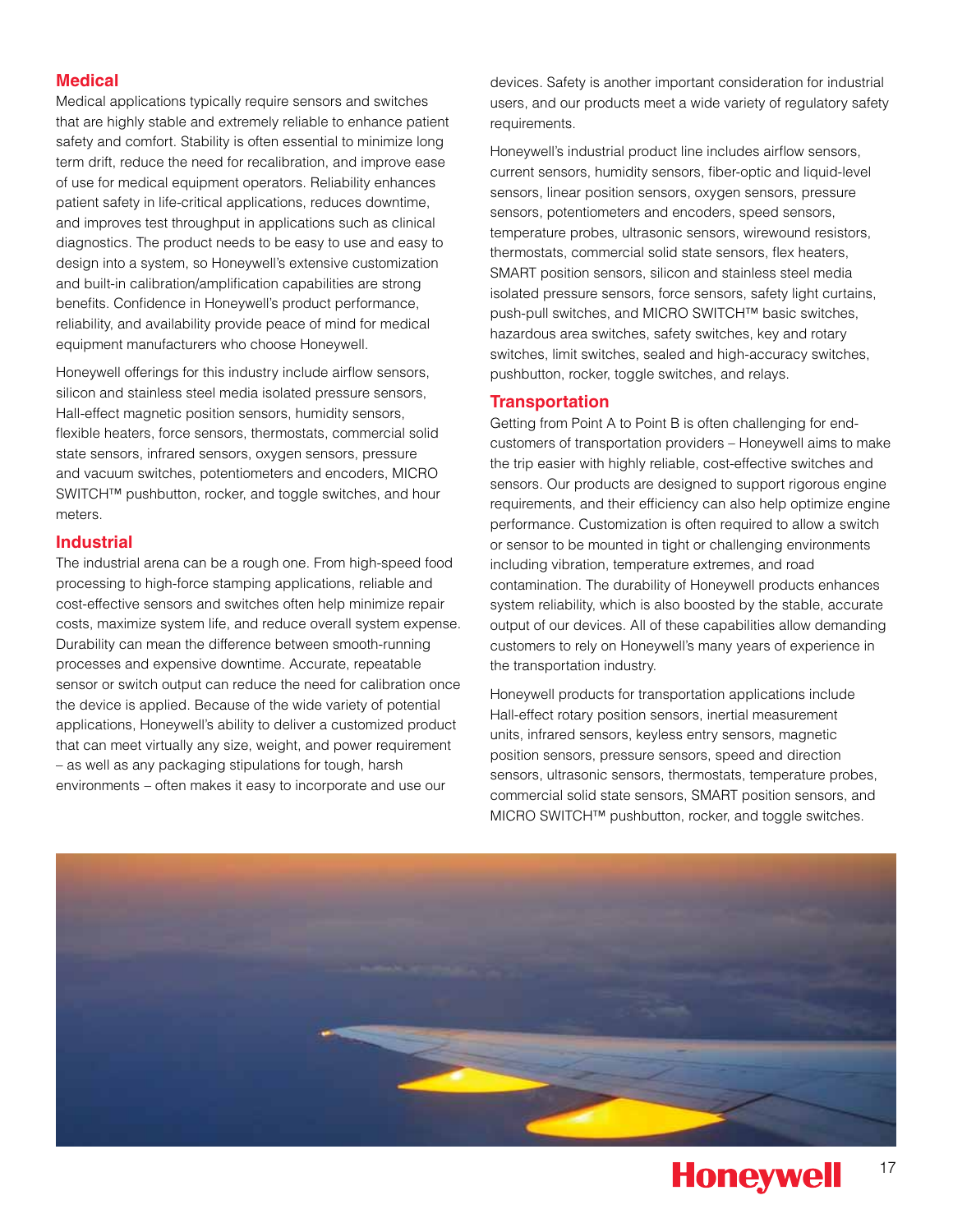## Medical

Medical applications typically require sensors and switches that are highly stable and extremely reliable to enhance patient safety and comfort. Stability is often essential to minimize long term drift, reduce the need for recalibration, and improve ease of use for medical equipment operators. Reliability enhances patient safety in life-critical applications, reduces downtime, and improves test throughput in applications such as clinical diagnostics. The product needs to be easy to use and easy to design into a system, so Honeywell's extensive customization and built-in calibration/amplification capabilities are strong benefits. Confidence in Honeywell's product performance, reliability, and availability provide peace of mind for medical equipment manufacturers who choose Honeywell.

Honeywell offerings for this industry include airflow sensors, silicon and stainless steel media isolated pressure sensors, Hall-effect magnetic position sensors, humidity sensors, flexible heaters, force sensors, thermostats, commercial solid state sensors, infrared sensors, oxygen sensors, pressure and vacuum switches, potentiometers and encoders, MICRO SWITCH™ pushbutton, rocker, and toggle switches, and hour meters.

## Industrial

The industrial arena can be a rough one. From high-speed food processing to high-force stamping applications, reliable and cost-effective sensors and switches often help minimize repair costs, maximize system life, and reduce overall system expense. Durability can mean the difference between smooth-running processes and expensive downtime. Accurate, repeatable sensor or switch output can reduce the need for calibration once the device is applied. Because of the wide variety of potential applications, Honeywell's ability to deliver a customized product that can meet virtually any size, weight, and power requirement – as well as any packaging stipulations for tough, harsh environments – often makes it easy to incorporate and use our devices. Safety is another important consideration for industrial users, and our products meet a wide variety of regulatory safety requirements.

Honeywell's industrial product line includes airflow sensors, current sensors, humidity sensors, fiber-optic and liquid-level sensors, linear position sensors, oxygen sensors, pressure sensors, potentiometers and encoders, speed sensors, temperature probes, ultrasonic sensors, wirewound resistors, thermostats, commercial solid state sensors, flex heaters, SMART position sensors, silicon and stainless steel media isolated pressure sensors, force sensors, safety light curtains, push-pull switches, and MICRO SWITCH™ basic switches, hazardous area switches, safety switches, key and rotary switches, limit switches, sealed and high-accuracy switches, pushbutton, rocker, toggle switches, and relays.

## Transportation

Getting from Point A to Point B is often challenging for end-customers of transportation providers – Honeywell aims to make the trip easier with highly reliable, cost-effective switches and sensors. Our products are designed to support rigorous engine requirements, and their efficiency can also help optimize engine performance. Customization is often required to allow a switch or sensor to be mounted in tight or challenging environments including vibration, temperature extremes, and road contamination. The durability of Honeywell products enhances system reliability, which is also boosted by the stable, accurate output of our devices. All of these capabilities allow demanding customers to rely on Honeywell's many years of experience in the transportation industry.

Honeywell products for transportation applications include Hall-effect rotary position sensors, inertial measurement units, infrared sensors, keyless entry sensors, magnetic position sensors, pressure sensors, speed and direction sensors, ultrasonic sensors, thermostats, temperature probes, commercial solid state sensors, SMART position sensors, and MICRO SWITCH™ pushbutton, rocker, and toggle switches.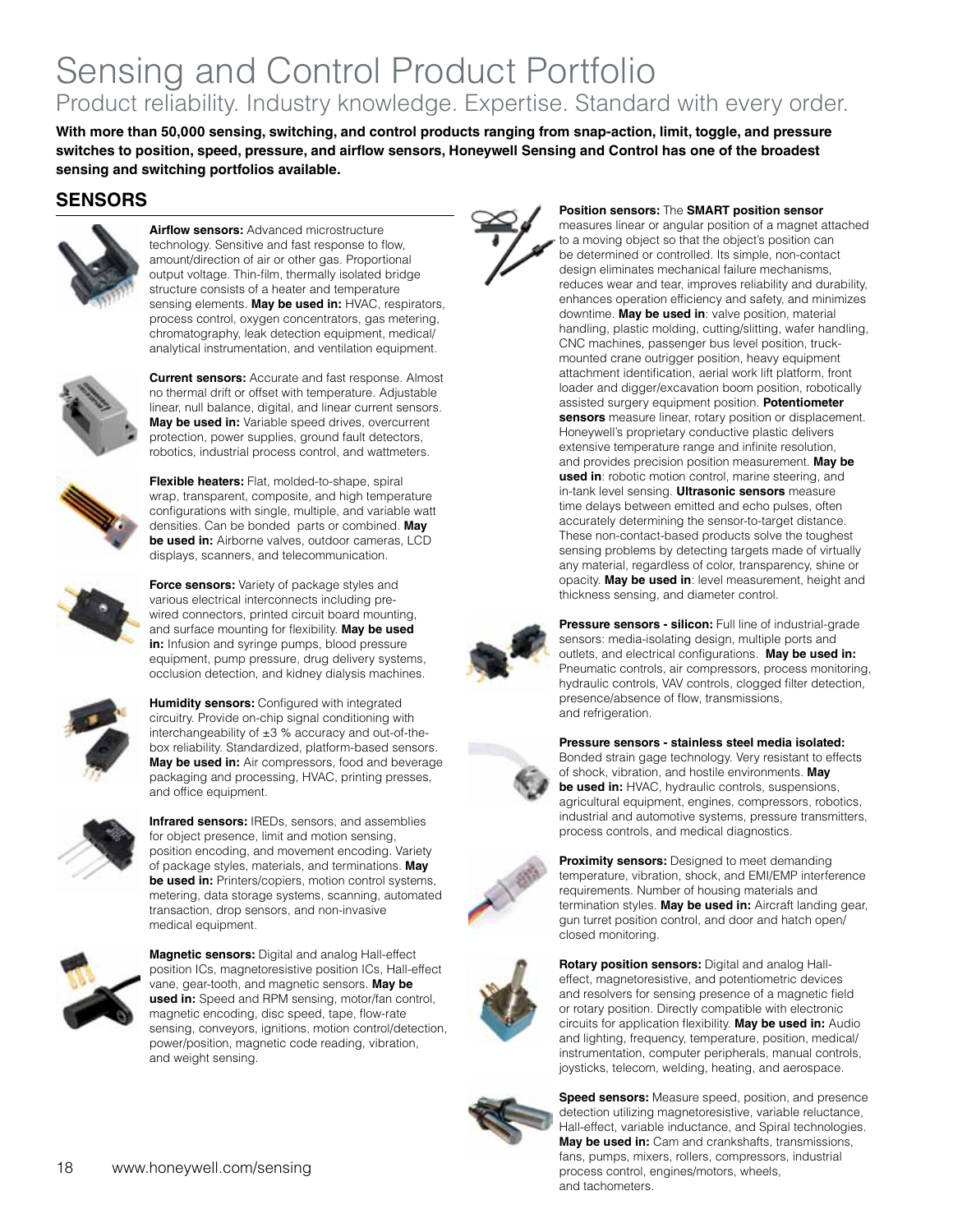# Sensing and Control Product Portfolio

## Product reliability. Industry knowledge. Expertise. Standard with every order.

**With more than 50,000 sensing, switching, and control products ranging from snap-action, limit, toggle, and pressure switches to position, speed, pressure, and airflow sensors, Honeywell Sensing and Control has one of the broadest sensing and switching portfolios available.**

## SENSORS

**Airflow sensors:** Advanced microstructure technology. Sensitive and fast response to flow, amount/direction of air or other gas. Proportional output voltage. Thin-film, thermally isolated bridge structure consists of a heater and temperature sensing elements. **May be used in:** HVAC, respirators, process control, oxygen concentrators, gas metering, chromatography, leak detection equipment, medical/analytical instrumentation, and ventilation equipment.

**Current sensors:** Accurate and fast response. Almost no thermal drift or offset with temperature. Adjustable linear, null balance, digital, and linear current sensors. **May be used in:** Variable speed drives, overcurrent protection, power supplies, ground fault detectors, robotics, industrial process control, and wattmeters.

**Flexible heaters:** Flat, molded-to-shape, spiral wrap, transparent, composite, and high temperature configurations with single, multiple, and variable watt densities. Can be bonded parts or combined. **May be used in:** Airborne valves, outdoor cameras, LCD displays, scanners, and telecommunication.

**Force sensors:** Variety of package styles and various electrical interconnects including pre-wired connectors, printed circuit board mounting, and surface mounting for flexibility. **May be used in:** Infusion and syringe pumps, blood pressure equipment, pump pressure, drug delivery systems, occlusion detection, and kidney dialysis machines.

**Humidity sensors:** Configured with integrated circuitry. Provide on-chip signal conditioning with interchangeability of ±3 % accuracy and out-of-the-box reliability. Standardized, platform-based sensors. **May be used in:** Air compressors, food and beverage packaging and processing, HVAC, printing presses, and office equipment.

**Infrared sensors:** IREDs, sensors, and assemblies for object presence, limit and motion sensing, position encoding, and movement encoding. Variety of package styles, materials, and terminations. **May be used in:** Printers/copiers, motion control systems, metering, data storage systems, scanning, automated transaction, drop sensors, and non-invasive medical equipment.

**Magnetic sensors:** Digital and analog Hall-effect position ICs, magnetoresistive position ICs, Hall-effect vane, gear-tooth, and magnetic sensors. **May be used in:** Speed and RPM sensing, motor/fan control, magnetic encoding, disc speed, tape, flow-rate sensing, conveyors, ignitions, motion control/detection, power/position, magnetic code reading, vibration, and weight sensing.

**Position sensors:** The **SMART position sensor** measures linear or angular position of a magnet attached to a moving object so that the object's position can be determined or controlled. Its simple, non-contact design eliminates mechanical failure mechanisms, reduces wear and tear, improves reliability and durability, enhances operation efficiency and safety, and minimizes downtime. **May be used in**: valve position, material handling, plastic molding, cutting/slitting, wafer handling, CNC machines, passenger bus level position, truck-mounted crane outrigger position, heavy equipment attachment identification, aerial work lift platform, front loader and digger/excavation boom position, robotically assisted surgery equipment position. **Potentiometer sensors** measure linear, rotary position or displacement. Honeywell's proprietary conductive plastic delivers extensive temperature range and infinite resolution, and provides precision position measurement. **May be used in**: robotic motion control, marine steering, and in-tank level sensing. **Ultrasonic sensors** measure time delays between emitted and echo pulses, often accurately determining the sensor-to-target distance. These non-contact-based products solve the toughest sensing problems by detecting targets made of virtually any material, regardless of color, transparency, shine or opacity. **May be used in**: level measurement, height and thickness sensing, and diameter control.

**Pressure sensors - silicon:** Full line of industrial-grade sensors: media-isolating design, multiple ports and outlets, and electrical configurations. **May be used in:** Pneumatic controls, air compressors, process monitoring, hydraulic controls, VAV controls, clogged filter detection, presence/absence of flow, transmissions, and refrigeration.

**Pressure sensors - stainless steel media isolated:** Bonded strain gage technology. Very resistant to effects of shock, vibration, and hostile environments. **May be used in:** HVAC, hydraulic controls, suspensions, agricultural equipment, engines, compressors, robotics, industrial and automotive systems, pressure transmitters, process controls, and medical diagnostics.

**Proximity sensors:** Designed to meet demanding temperature, vibration, shock, and EMI/EMP interference requirements. Number of housing materials and termination styles. **May be used in:** Aircraft landing gear, gun turret position control, and door and hatch open/closed monitoring.

**Rotary position sensors:** Digital and analog Hall-effect, magnetoresistive, and potentiometric devices and resolvers for sensing presence of a magnetic field or rotary position. Directly compatible with electronic circuits for application flexibility. **May be used in:** Audio and lighting, frequency, temperature, position, medical/instrumentation, computer peripherals, manual controls, joysticks, telecom, welding, heating, and aerospace.

**Speed sensors:** Measure speed, position, and presence detection utilizing magnetoresistive, variable reluctance, Hall-effect, variable inductance, and Spiral technologies. **May be used in:** Cam and crankshafts, transmissions, fans, pumps, mixers, rollers, compressors, industrial process control, engines/motors, wheels, and tachometers.

www.honeywell.com/sensing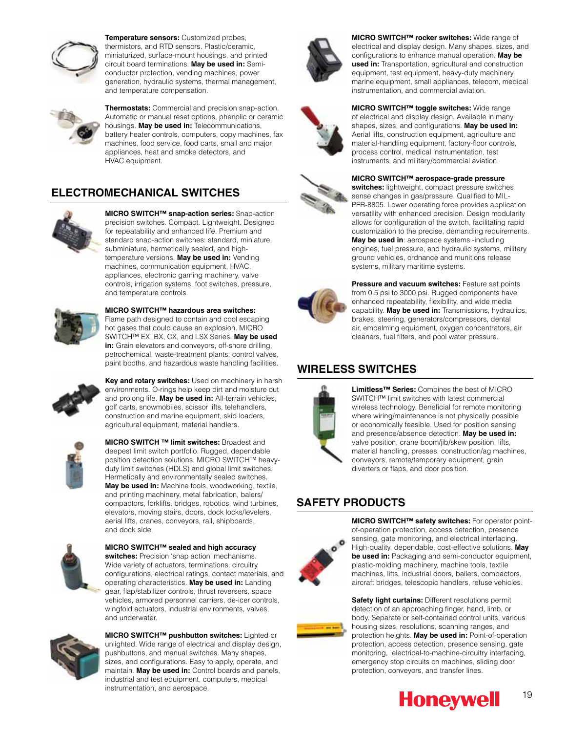**Temperature sensors:** Customized probes, thermistors, and RTD sensors. Plastic/ceramic, miniaturized, surface-mount housings, and printed circuit board terminations. **May be used in:** Semi-conductor protection, vending machines, power generation, hydraulic systems, thermal management, and temperature compensation.

**Thermostats:** Commercial and precision snap-action. Automatic or manual reset options, phenolic or ceramic housings. **May be used in:** Telecommunications, battery heater controls, computers, copy machines, fax machines, food service, food carts, small and major appliances, heat and smoke detectors, and HVAC equipment.

## ELECTROMECHANICAL SWITCHES

**MICRO SWITCH™ snap-action series:** Snap-action precision switches. Compact. Lightweight. Designed for repeatability and enhanced life. Premium and standard snap-action switches: standard, miniature, subminiature, hermetically sealed, and high-temperature versions. **May be used in:** Vending machines, communication equipment, HVAC, appliances, electronic gaming machinery, valve controls, irrigation systems, foot switches, pressure, and temperature controls.

**MICRO SWITCH™ hazardous area switches:** Flame path designed to contain and cool escaping hot gases that could cause an explosion. MICRO SWITCH™ EX, BX, CX, and LSX Series. **May be used in:** Grain elevators and conveyors, off-shore drilling, petrochemical, waste-treatment plants, control valves, paint booths, and hazardous waste handling facilities.

**Key and rotary switches:** Used on machinery in harsh environments. O-rings help keep dirt and moisture out and prolong life. **May be used in:** All-terrain vehicles, golf carts, snowmobiles, scissor lifts, telehandlers, construction and marine equipment, skid loaders, agricultural equipment, material handlers.

**MICRO SWITCH ™ limit switches:** Broadest and deepest limit switch portfolio. Rugged, dependable position detection solutions. MICRO SWITCH™ heavy-duty limit switches (HDLS) and global limit switches. Hermetically and environmentally sealed switches. **May be used in:** Machine tools, woodworking, textile, and printing machinery, metal fabrication, balers/compactors, forklifts, bridges, robotics, wind turbines, elevators, moving stairs, doors, dock locks/levelers, aerial lifts, cranes, conveyors, rail, shipboards, and dock side.

**MICRO SWITCH™ sealed and high accuracy switches:** Precision 'snap action' mechanisms. Wide variety of actuators, terminations, circuitry configurations, electrical ratings, contact materials, and operating characteristics. **May be used in:** Landing gear, flap/stabilizer controls, thrust reversers, space vehicles, armored personnel carriers, de-icer controls, wingfold actuators, industrial environments, valves, and underwater.

**MICRO SWITCH™ pushbutton switches:** Lighted or unlighted. Wide range of electrical and display design, pushbuttons, and manual switches. Many shapes, sizes, and configurations. Easy to apply, operate, and maintain. **May be used in:** Control boards and panels, industrial and test equipment, computers, medical instrumentation, and aerospace.

**MICRO SWITCH™ rocker switches:** Wide range of electrical and display design. Many shapes, sizes, and configurations to enhance manual operation. **May be used in:** Transportation, agricultural and construction equipment, test equipment, heavy-duty machinery, marine equipment, small appliances, telecom, medical instrumentation, and commercial aviation.

**MICRO SWITCH™ toggle switches:** Wide range of electrical and display design. Available in many shapes, sizes, and configurations. **May be used in:** Aerial lifts, construction equipment, agriculture and material-handling equipment, factory-floor controls, process control, medical instrumentation, test instruments, and military/commercial aviation.

**MICRO SWITCH™ aerospace-grade pressure switches:** lightweight, compact pressure switches sense changes in gas/pressure. Qualified to MIL-PFR-8805. Lower operating force provides application versatility with enhanced precision. Design modularity allows for configuration of the switch, facilitating rapid customization to the precise, demanding requirements. **May be used in**: aerospace systems -including engines, fuel pressure, and hydraulic systems, military ground vehicles, ordnance and munitions release systems, military maritime systems.

**Pressure and vacuum switches:** Feature set points from 0.5 psi to 3000 psi. Rugged components have enhanced repeatability, flexibility, and wide media capability. **May be used in:** Transmissions, hydraulics, brakes, steering, generators/compressors, dental air, embalming equipment, oxygen concentrators, air cleaners, fuel filters, and pool water pressure.

## WIRELESS SWITCHES

**Limitless™ Series:** Combines the best of MICRO SWITCH™ limit switches with latest commercial wireless technology. Beneficial for remote monitoring where wiring/maintenance is not physically possible or economically feasible. Used for position sensing and presence/absence detection. **May be used in:** valve position, crane boom/jib/skew position, lifts, material handling, presses, construction/ag machines, conveyors, remote/temporary equipment, grain diverters or flaps, and door position.

## SAFETY PRODUCTS

**MICRO SWITCH™ safety switches:** For operator point-of-operation protection, access detection, presence sensing, gate monitoring, and electrical interfacing. High-quality, dependable, cost-effective solutions. **May be used in:** Packaging and semi-conductor equipment, plastic-molding machinery, machine tools, textile machines, lifts, industrial doors, bailers, compactors, aircraft bridges, telescopic handlers, refuse vehicles.

**Safety light curtains:** Different resolutions permit detection of an approaching finger, hand, limb, or body. Separate or self-contained control units, various housing sizes, resolutions, scanning ranges, and protection heights. **May be used in:** Point-of-operation protection, access detection, presence sensing, gate monitoring, electrical-to-machine-circuitry interfacing, emergency stop circuits on machines, sliding door protection, conveyors, and transfer lines.

Honeywell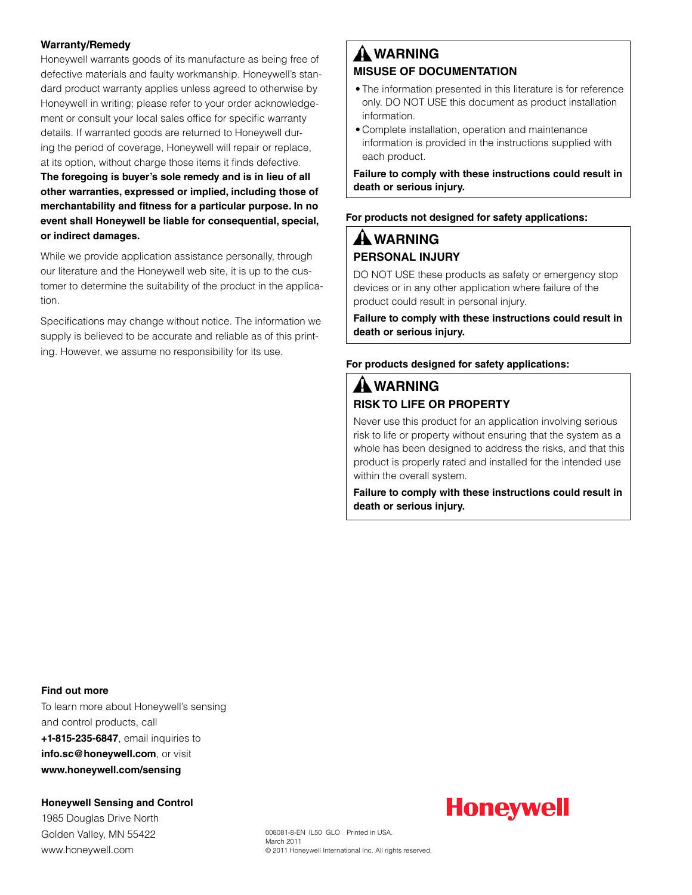**Warranty/Remedy**

Honeywell warrants goods of its manufacture as being free of defective materials and faulty workmanship. Honeywell's standard product warranty applies unless agreed to otherwise by Honeywell in writing; please refer to your order acknowledgement or consult your local sales office for specific warranty details. If warranted goods are returned to Honeywell during the period of coverage, Honeywell will repair or replace, at its option, without charge those items it finds defective. **The foregoing is buyer's sole remedy and is in lieu of all other warranties, expressed or implied, including those of merchantability and fitness for a particular purpose. In no event shall Honeywell be liable for consequential, special, or indirect damages.**

While we provide application assistance personally, through our literature and the Honeywell web site, it is up to the customer to determine the suitability of the product in the application.

Specifications may change without notice. The information we supply is believed to be accurate and reliable as of this printing. However, we assume no responsibility for its use.

## ⚠ WARNING

**MISUSE OF DOCUMENTATION**

- The information presented in this literature is for reference only. DO NOT USE this document as product installation information.
- Complete installation, operation and maintenance information is provided in the instructions supplied with each product.

**Failure to comply with these instructions could result in death or serious injury.**

**For products not designed for safety applications:**

## ⚠ WARNING

**PERSONAL INJURY**

DO NOT USE these products as safety or emergency stop devices or in any other application where failure of the product could result in personal injury.

**Failure to comply with these instructions could result in death or serious injury.**

**For products designed for safety applications:**

## ⚠ WARNING

**RISK TO LIFE OR PROPERTY**

Never use this product for an application involving serious risk to life or property without ensuring that the system as a whole has been designed to address the risks, and that this product is properly rated and installed for the intended use within the overall system.

**Failure to comply with these instructions could result in death or serious injury.**

**Find out more**

To learn more about Honeywell's sensing and control products, call **+1-815-235-6847**, email inquiries to **info.sc@honeywell.com**, or visit **www.honeywell.com/sensing**

**Honeywell Sensing and Control**
1985 Douglas Drive North
Golden Valley, MN 55422
www.honeywell.com

008081-8-EN IL50 GLO Printed in USA.
March 2011
© 2011 Honeywell International Inc. All rights reserved.

**Honeywell**